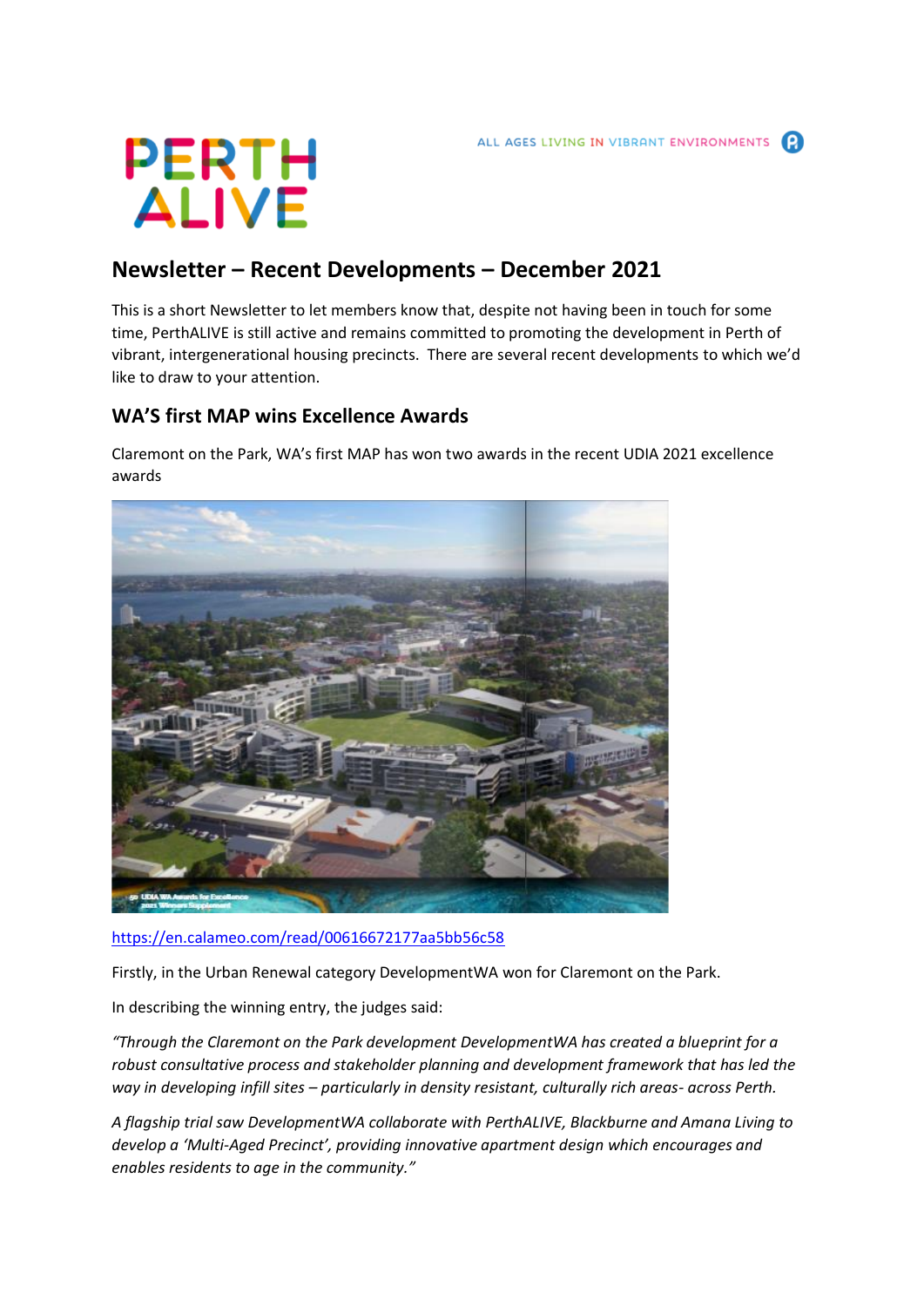PERTH ALIVE

ALL AGES LIVING IN VIBRANT ENVIRONMENTS

## Newsletter – Recent Developments – December 2021

This is a short Newsletter to let members know that, despite not having been in touch for some time, PerthALIVE is still active and remains committed to promoting the development in Perth of vibrant, intergenerational housing precincts. There are several recent developments to which we'd like to draw to your attention.

### WA'S first MAP wins Excellence Awards

Claremont on the Park, WA's first MAP has won two awards in the recent UDIA 2021 excellence awards

https://en.calameo.com/read/00616672177aa5bb56c58

Firstly, in the Urban Renewal category DevelopmentWA won for Claremont on the Park.

In describing the winning entry, the judges said:

*"Through the Claremont on the Park development DevelopmentWA has created a blueprint for a robust consultative process and stakeholder planning and development framework that has led the way in developing infill sites – particularly in density resistant, culturally rich areas- across Perth.*

*A flagship trial saw DevelopmentWA collaborate with PerthALIVE, Blackburne and Amana Living to develop a 'Multi-Aged Precinct', providing innovative apartment design which encourages and enables residents to age in the community."*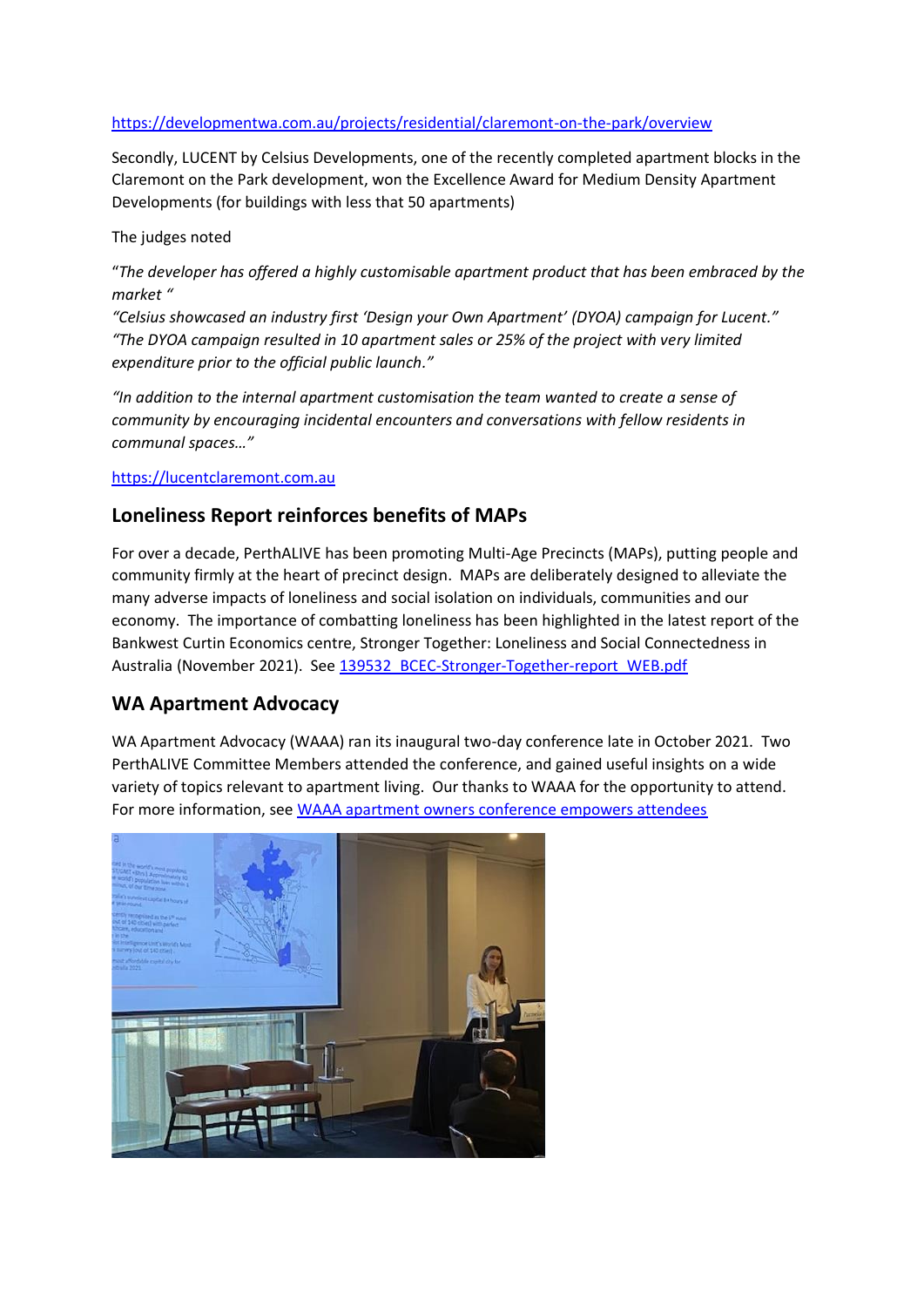https://developmentwa.com.au/projects/residential/claremont-on-the-park/overview

Secondly, LUCENT by Celsius Developments, one of the recently completed apartment blocks in the Claremont on the Park development, won the Excellence Award for Medium Density Apartment Developments (for buildings with less that 50 apartments)

The judges noted

"*The developer has offered a highly customisable apartment product that has been embraced by the market* "
*"Celsius showcased an industry first 'Design your Own Apartment' (DYOA) campaign for Lucent."*
*"The DYOA campaign resulted in 10 apartment sales or 25% of the project with very limited expenditure prior to the official public launch."*

*"In addition to the internal apartment customisation the team wanted to create a sense of community by encouraging incidental encounters and conversations with fellow residents in communal spaces…"*

https://lucentclaremont.com.au

## Loneliness Report reinforces benefits of MAPs

For over a decade, PerthALIVE has been promoting Multi-Age Precincts (MAPs), putting people and community firmly at the heart of precinct design. MAPs are deliberately designed to alleviate the many adverse impacts of loneliness and social isolation on individuals, communities and our economy. The importance of combatting loneliness has been highlighted in the latest report of the Bankwest Curtin Economics centre, Stronger Together: Loneliness and Social Connectedness in Australia (November 2021). See 139532_BCEC-Stronger-Together-report_WEB.pdf

## WA Apartment Advocacy

WA Apartment Advocacy (WAAA) ran its inaugural two-day conference late in October 2021. Two PerthALIVE Committee Members attended the conference, and gained useful insights on a wide variety of topics relevant to apartment living. Our thanks to WAAA for the opportunity to attend. For more information, see WAAA apartment owners conference empowers attendees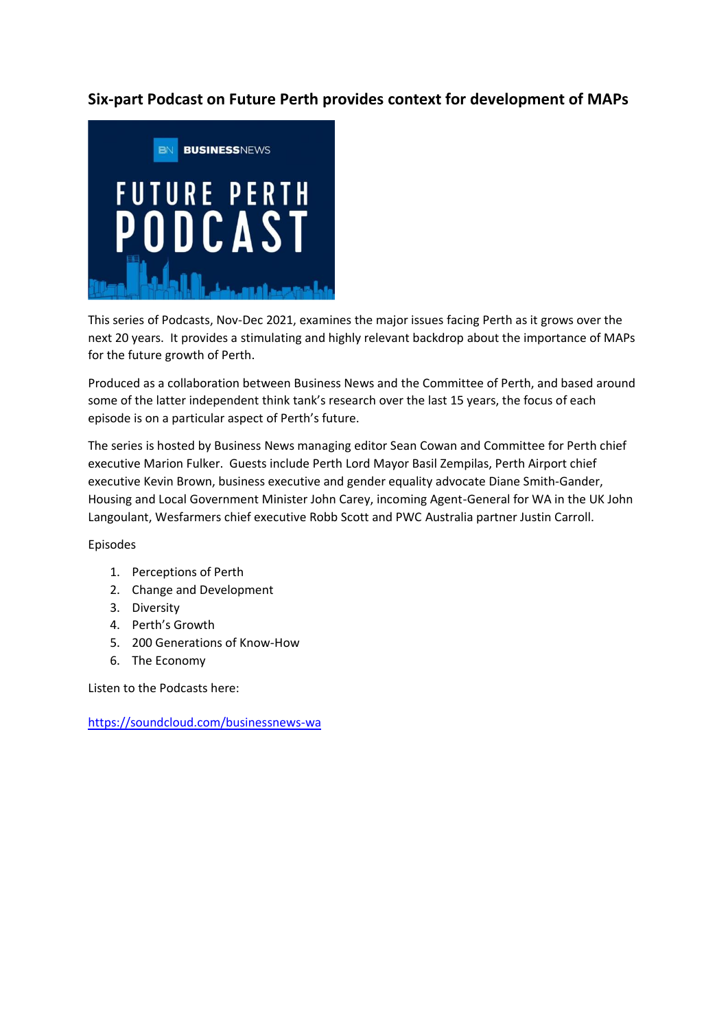## Six-part Podcast on Future Perth provides context for development of MAPs

This series of Podcasts, Nov-Dec 2021, examines the major issues facing Perth as it grows over the next 20 years. It provides a stimulating and highly relevant backdrop about the importance of MAPs for the future growth of Perth.

Produced as a collaboration between Business News and the Committee of Perth, and based around some of the latter independent think tank's research over the last 15 years, the focus of each episode is on a particular aspect of Perth's future.

The series is hosted by Business News managing editor Sean Cowan and Committee for Perth chief executive Marion Fulker. Guests include Perth Lord Mayor Basil Zempilas, Perth Airport chief executive Kevin Brown, business executive and gender equality advocate Diane Smith-Gander, Housing and Local Government Minister John Carey, incoming Agent-General for WA in the UK John Langoulant, Wesfarmers chief executive Robb Scott and PWC Australia partner Justin Carroll.

Episodes

1. Perceptions of Perth
2. Change and Development
3. Diversity
4. Perth's Growth
5. 200 Generations of Know-How
6. The Economy

Listen to the Podcasts here:

https://soundcloud.com/businessnews-wa